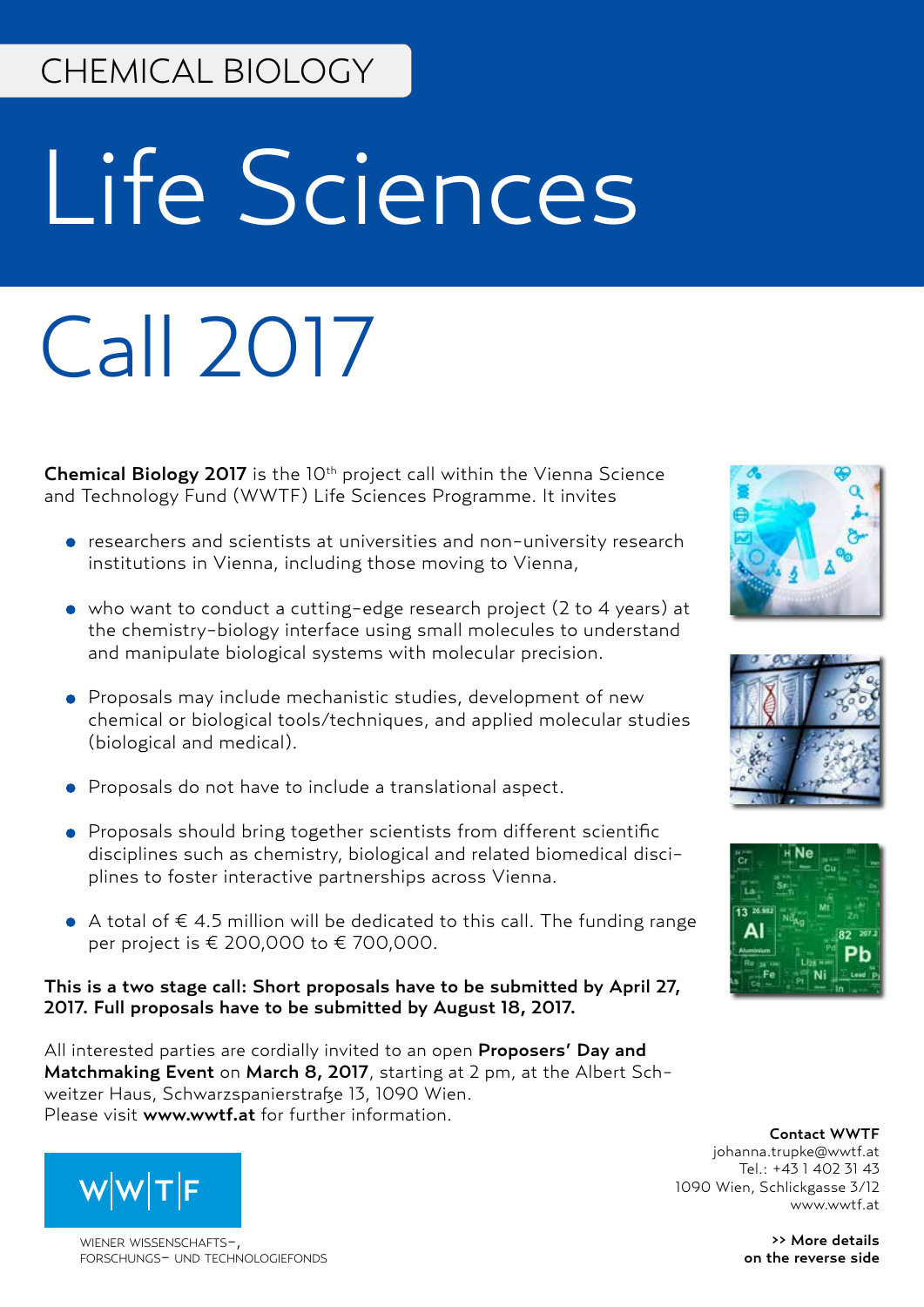CHEMICAL BIOLOGY

# Life Sciences

# Call 2017

**Chemical Biology 2017** is the 10th project call within the Vienna Science and Technology Fund (WWTF) Life Sciences Programme. It invites

- researchers and scientists at universities and non-university research institutions in Vienna, including those moving to Vienna,
- who want to conduct a cutting-edge research project (2 to 4 years) at the chemistry-biology interface using small molecules to understand and manipulate biological systems with molecular precision.
- Proposals may include mechanistic studies, development of new chemical or biological tools/techniques, and applied molecular studies (biological and medical).
- Proposals do not have to include a translational aspect.
- Proposals should bring together scientists from different scientific disciplines such as chemistry, biological and related biomedical disciplines to foster interactive partnerships across Vienna.
- A total of € 4.5 million will be dedicated to this call. The funding range per project is € 200,000 to € 700,000.

**This is a two stage call: Short proposals have to be submitted by April 27, 2017. Full proposals have to be submitted by August 18, 2017.**

All interested parties are cordially invited to an open **Proposers' Day and Matchmaking Event** on **March 8, 2017**, starting at 2 pm, at the Albert Schweitzer Haus, Schwarzspanierstraße 13, 1090 Wien.
Please visit **www.wwtf.at** for further information.

W|W|T|F

WIENER WISSENSCHAFTS-, FORSCHUNGS- UND TECHNOLOGIEFONDS

**Contact WWTF**
johanna.trupke@wwtf.at
Tel.: +43 1 402 31 43
1090 Wien, Schlickgasse 3/12
www.wwtf.at

**>> More details on the reverse side**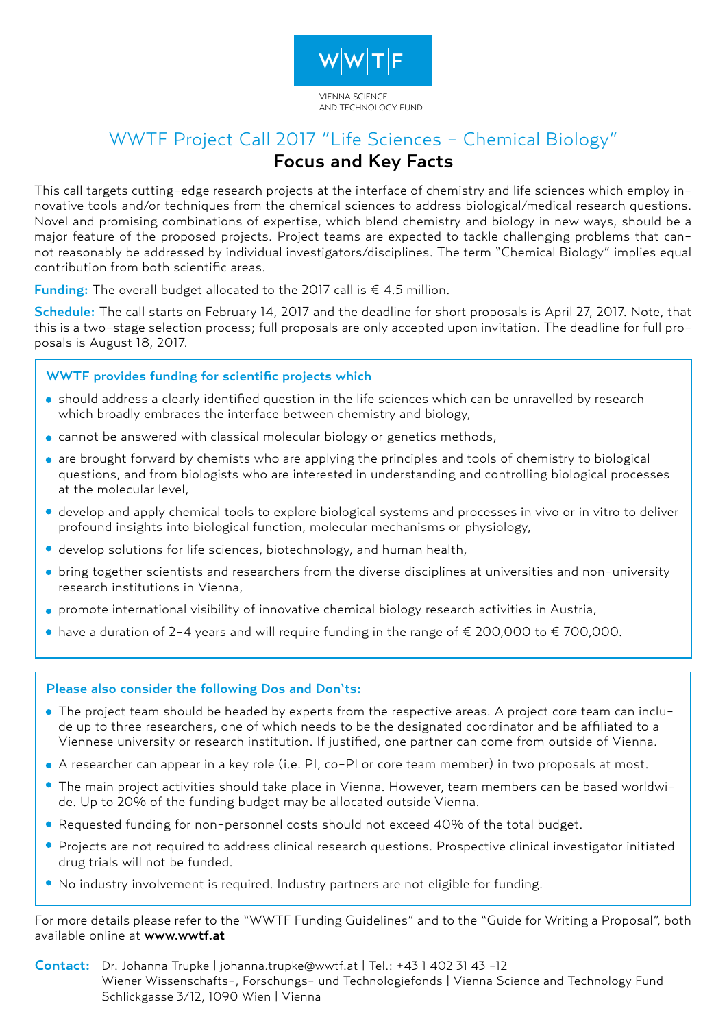W|W|T|F

VIENNA SCIENCE
AND TECHNOLOGY FUND

## WWTF Project Call 2017 "Life Sciences – Chemical Biology"

# Focus and Key Facts

This call targets cutting-edge research projects at the interface of chemistry and life sciences which employ innovative tools and/or techniques from the chemical sciences to address biological/medical research questions. Novel and promising combinations of expertise, which blend chemistry and biology in new ways, should be a major feature of the proposed projects. Project teams are expected to tackle challenging problems that cannot reasonably be addressed by individual investigators/disciplines. The term "Chemical Biology" implies equal contribution from both scientific areas.

**Funding:** The overall budget allocated to the 2017 call is € 4.5 million.

**Schedule:** The call starts on February 14, 2017 and the deadline for short proposals is April 27, 2017. Note, that this is a two-stage selection process; full proposals are only accepted upon invitation. The deadline for full proposals is August 18, 2017.

**WWTF provides funding for scientific projects which**

- should address a clearly identified question in the life sciences which can be unravelled by research which broadly embraces the interface between chemistry and biology,
- cannot be answered with classical molecular biology or genetics methods,
- are brought forward by chemists who are applying the principles and tools of chemistry to biological questions, and from biologists who are interested in understanding and controlling biological processes at the molecular level,
- develop and apply chemical tools to explore biological systems and processes in vivo or in vitro to deliver profound insights into biological function, molecular mechanisms or physiology,
- develop solutions for life sciences, biotechnology, and human health,
- bring together scientists and researchers from the diverse disciplines at universities and non-university research institutions in Vienna,
- promote international visibility of innovative chemical biology research activities in Austria,
- have a duration of 2-4 years and will require funding in the range of € 200,000 to € 700,000.

**Please also consider the following Dos and Don'ts:**

- The project team should be headed by experts from the respective areas. A project core team can include up to three researchers, one of which needs to be the designated coordinator and be affiliated to a Viennese university or research institution. If justified, one partner can come from outside of Vienna.
- A researcher can appear in a key role (i.e. PI, co-PI or core team member) in two proposals at most.
- The main project activities should take place in Vienna. However, team members can be based worldwide. Up to 20% of the funding budget may be allocated outside Vienna.
- Requested funding for non-personnel costs should not exceed 40% of the total budget.
- Projects are not required to address clinical research questions. Prospective clinical investigator initiated drug trials will not be funded.
- No industry involvement is required. Industry partners are not eligible for funding.

For more details please refer to the "WWTF Funding Guidelines" and to the "Guide for Writing a Proposal", both available online at **www.wwtf.at**

**Contact:** Dr. Johanna Trupke | johanna.trupke@wwtf.at | Tel.: +43 1 402 31 43 -12
Wiener Wissenschafts-, Forschungs- und Technologiefonds | Vienna Science and Technology Fund
Schlickgasse 3/12, 1090 Wien | Vienna